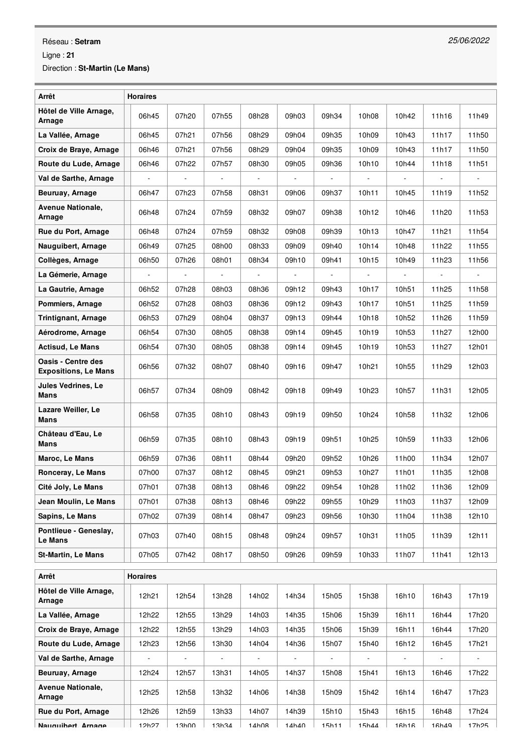Réseau : **Setram**

Ligne : **21**

Direction : **St-Martin (Le Mans)**

*25/06/2022*

| Arrêt | Horaires | | | | | | | | | |
|---|---|---|---|---|---|---|---|---|---|---|
| **Hôtel de Ville Arnage, Arnage** | 06h45 | 07h20 | 07h55 | 08h28 | 09h03 | 09h34 | 10h08 | 10h42 | 11h16 | 11h49 |
| **La Vallée, Arnage** | 06h45 | 07h21 | 07h56 | 08h29 | 09h04 | 09h35 | 10h09 | 10h43 | 11h17 | 11h50 |
| **Croix de Braye, Arnage** | 06h46 | 07h21 | 07h56 | 08h29 | 09h04 | 09h35 | 10h09 | 10h43 | 11h17 | 11h50 |
| **Route du Lude, Arnage** | 06h46 | 07h22 | 07h57 | 08h30 | 09h05 | 09h36 | 10h10 | 10h44 | 11h18 | 11h51 |
| **Val de Sarthe, Arnage** | - | - | - | - | - | - | - | - | - | - |
| **Beuruay, Arnage** | 06h47 | 07h23 | 07h58 | 08h31 | 09h06 | 09h37 | 10h11 | 10h45 | 11h19 | 11h52 |
| **Avenue Nationale, Arnage** | 06h48 | 07h24 | 07h59 | 08h32 | 09h07 | 09h38 | 10h12 | 10h46 | 11h20 | 11h53 |
| **Rue du Port, Arnage** | 06h48 | 07h24 | 07h59 | 08h32 | 09h08 | 09h39 | 10h13 | 10h47 | 11h21 | 11h54 |
| **Nauguibert, Arnage** | 06h49 | 07h25 | 08h00 | 08h33 | 09h09 | 09h40 | 10h14 | 10h48 | 11h22 | 11h55 |
| **Collèges, Arnage** | 06h50 | 07h26 | 08h01 | 08h34 | 09h10 | 09h41 | 10h15 | 10h49 | 11h23 | 11h56 |
| **La Gémerie, Arnage** | - | - | - | - | - | - | - | - | - | - |
| **La Gautrie, Arnage** | 06h52 | 07h28 | 08h03 | 08h36 | 09h12 | 09h43 | 10h17 | 10h51 | 11h25 | 11h58 |
| **Pommiers, Arnage** | 06h52 | 07h28 | 08h03 | 08h36 | 09h12 | 09h43 | 10h17 | 10h51 | 11h25 | 11h59 |
| **Trintignant, Arnage** | 06h53 | 07h29 | 08h04 | 08h37 | 09h13 | 09h44 | 10h18 | 10h52 | 11h26 | 11h59 |
| **Aérodrome, Arnage** | 06h54 | 07h30 | 08h05 | 08h38 | 09h14 | 09h45 | 10h19 | 10h53 | 11h27 | 12h00 |
| **Actisud, Le Mans** | 06h54 | 07h30 | 08h05 | 08h38 | 09h14 | 09h45 | 10h19 | 10h53 | 11h27 | 12h01 |
| **Oasis - Centre des Expositions, Le Mans** | 06h56 | 07h32 | 08h07 | 08h40 | 09h16 | 09h47 | 10h21 | 10h55 | 11h29 | 12h03 |
| **Jules Vedrines, Le Mans** | 06h57 | 07h34 | 08h09 | 08h42 | 09h18 | 09h49 | 10h23 | 10h57 | 11h31 | 12h05 |
| **Lazare Weiller, Le Mans** | 06h58 | 07h35 | 08h10 | 08h43 | 09h19 | 09h50 | 10h24 | 10h58 | 11h32 | 12h06 |
| **Château d'Eau, Le Mans** | 06h59 | 07h35 | 08h10 | 08h43 | 09h19 | 09h51 | 10h25 | 10h59 | 11h33 | 12h06 |
| **Maroc, Le Mans** | 06h59 | 07h36 | 08h11 | 08h44 | 09h20 | 09h52 | 10h26 | 11h00 | 11h34 | 12h07 |
| **Ronceray, Le Mans** | 07h00 | 07h37 | 08h12 | 08h45 | 09h21 | 09h53 | 10h27 | 11h01 | 11h35 | 12h08 |
| **Cité Joly, Le Mans** | 07h01 | 07h38 | 08h13 | 08h46 | 09h22 | 09h54 | 10h28 | 11h02 | 11h36 | 12h09 |
| **Jean Moulin, Le Mans** | 07h01 | 07h38 | 08h13 | 08h46 | 09h22 | 09h55 | 10h29 | 11h03 | 11h37 | 12h09 |
| **Sapins, Le Mans** | 07h02 | 07h39 | 08h14 | 08h47 | 09h23 | 09h56 | 10h30 | 11h04 | 11h38 | 12h10 |
| **Pontlieue - Geneslay, Le Mans** | 07h03 | 07h40 | 08h15 | 08h48 | 09h24 | 09h57 | 10h31 | 11h05 | 11h39 | 12h11 |
| **St-Martin, Le Mans** | 07h05 | 07h42 | 08h17 | 08h50 | 09h26 | 09h59 | 10h33 | 11h07 | 11h41 | 12h13 |

| Arrêt | Horaires | | | | | | | | | |
|---|---|---|---|---|---|---|---|---|---|---|
| **Hôtel de Ville Arnage, Arnage** | 12h21 | 12h54 | 13h28 | 14h02 | 14h34 | 15h05 | 15h38 | 16h10 | 16h43 | 17h19 |
| **La Vallée, Arnage** | 12h22 | 12h55 | 13h29 | 14h03 | 14h35 | 15h06 | 15h39 | 16h11 | 16h44 | 17h20 |
| **Croix de Braye, Arnage** | 12h22 | 12h55 | 13h29 | 14h03 | 14h35 | 15h06 | 15h39 | 16h11 | 16h44 | 17h20 |
| **Route du Lude, Arnage** | 12h23 | 12h56 | 13h30 | 14h04 | 14h36 | 15h07 | 15h40 | 16h12 | 16h45 | 17h21 |
| **Val de Sarthe, Arnage** | - | - | - | - | - | - | - | - | - | - |
| **Beuruay, Arnage** | 12h24 | 12h57 | 13h31 | 14h05 | 14h37 | 15h08 | 15h41 | 16h13 | 16h46 | 17h22 |
| **Avenue Nationale, Arnage** | 12h25 | 12h58 | 13h32 | 14h06 | 14h38 | 15h09 | 15h42 | 16h14 | 16h47 | 17h23 |
| **Rue du Port, Arnage** | 12h26 | 12h59 | 13h33 | 14h07 | 14h39 | 15h10 | 15h43 | 16h15 | 16h48 | 17h24 |
| **Nauguibert, Arnage** | 12h27 | 13h00 | 13h34 | 14h08 | 14h40 | 15h11 | 15h44 | 16h16 | 16h49 | 17h25 |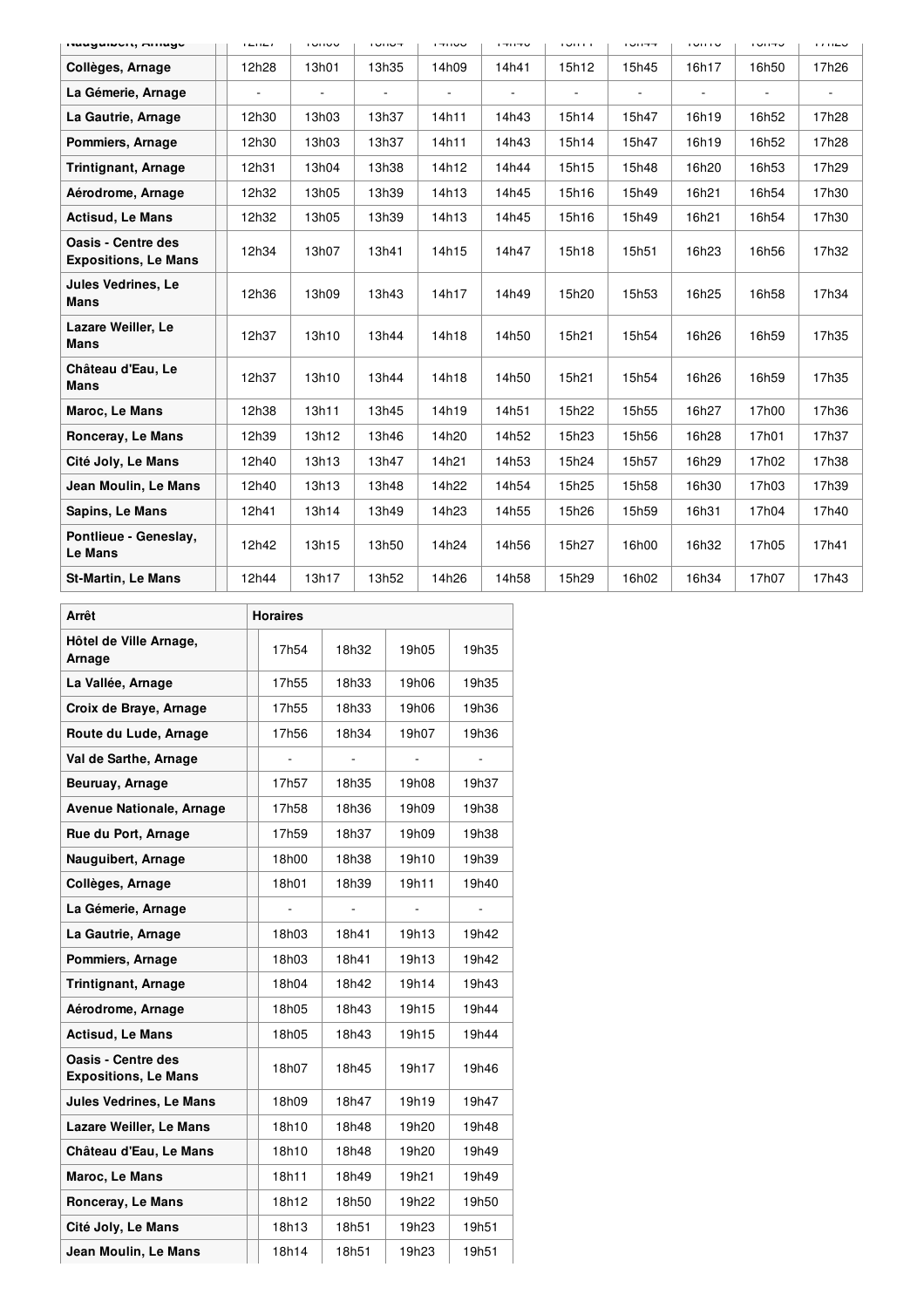| Nauguibert, Arnage | | 12h27 | 13h00 | 13h34 | 14h08 | 14h40 | 15h11 | 15h44 | 16h16 | 16h49 | 17h25 |
|---|---|---|---|---|---|---|---|---|---|---|---|
| Collèges, Arnage | | 12h28 | 13h01 | 13h35 | 14h09 | 14h41 | 15h12 | 15h45 | 16h17 | 16h50 | 17h26 |
| La Gémerie, Arnage | | - | - | - | - | - | - | - | - | - | - |
| La Gautrie, Arnage | | 12h30 | 13h03 | 13h37 | 14h11 | 14h43 | 15h14 | 15h47 | 16h19 | 16h52 | 17h28 |
| Pommiers, Arnage | | 12h30 | 13h03 | 13h37 | 14h11 | 14h43 | 15h14 | 15h47 | 16h19 | 16h52 | 17h28 |
| Trintignant, Arnage | | 12h31 | 13h04 | 13h38 | 14h12 | 14h44 | 15h15 | 15h48 | 16h20 | 16h53 | 17h29 |
| Aérodrome, Arnage | | 12h32 | 13h05 | 13h39 | 14h13 | 14h45 | 15h16 | 15h49 | 16h21 | 16h54 | 17h30 |
| Actisud, Le Mans | | 12h32 | 13h05 | 13h39 | 14h13 | 14h45 | 15h16 | 15h49 | 16h21 | 16h54 | 17h30 |
| Oasis - Centre des Expositions, Le Mans | | 12h34 | 13h07 | 13h41 | 14h15 | 14h47 | 15h18 | 15h51 | 16h23 | 16h56 | 17h32 |
| Jules Vedrines, Le Mans | | 12h36 | 13h09 | 13h43 | 14h17 | 14h49 | 15h20 | 15h53 | 16h25 | 16h58 | 17h34 |
| Lazare Weiller, Le Mans | | 12h37 | 13h10 | 13h44 | 14h18 | 14h50 | 15h21 | 15h54 | 16h26 | 16h59 | 17h35 |
| Château d'Eau, Le Mans | | 12h37 | 13h10 | 13h44 | 14h18 | 14h50 | 15h21 | 15h54 | 16h26 | 16h59 | 17h35 |
| Maroc, Le Mans | | 12h38 | 13h11 | 13h45 | 14h19 | 14h51 | 15h22 | 15h55 | 16h27 | 17h00 | 17h36 |
| Ronceray, Le Mans | | 12h39 | 13h12 | 13h46 | 14h20 | 14h52 | 15h23 | 15h56 | 16h28 | 17h01 | 17h37 |
| Cité Joly, Le Mans | | 12h40 | 13h13 | 13h47 | 14h21 | 14h53 | 15h24 | 15h57 | 16h29 | 17h02 | 17h38 |
| Jean Moulin, Le Mans | | 12h40 | 13h13 | 13h48 | 14h22 | 14h54 | 15h25 | 15h58 | 16h30 | 17h03 | 17h39 |
| Sapins, Le Mans | | 12h41 | 13h14 | 13h49 | 14h23 | 14h55 | 15h26 | 15h59 | 16h31 | 17h04 | 17h40 |
| Pontlieue - Geneslay, Le Mans | | 12h42 | 13h15 | 13h50 | 14h24 | 14h56 | 15h27 | 16h00 | 16h32 | 17h05 | 17h41 |
| St-Martin, Le Mans | | 12h44 | 13h17 | 13h52 | 14h26 | 14h58 | 15h29 | 16h02 | 16h34 | 17h07 | 17h43 |

| Arrêt | Horaires | | | | |
|---|---|---|---|---|---|
| Hôtel de Ville Arnage, Arnage | | 17h54 | 18h32 | 19h05 | 19h35 |
| La Vallée, Arnage | | 17h55 | 18h33 | 19h06 | 19h35 |
| Croix de Braye, Arnage | | 17h55 | 18h33 | 19h06 | 19h36 |
| Route du Lude, Arnage | | 17h56 | 18h34 | 19h07 | 19h36 |
| Val de Sarthe, Arnage | | - | - | - | - |
| Beuruay, Arnage | | 17h57 | 18h35 | 19h08 | 19h37 |
| Avenue Nationale, Arnage | | 17h58 | 18h36 | 19h09 | 19h38 |
| Rue du Port, Arnage | | 17h59 | 18h37 | 19h09 | 19h38 |
| Nauguibert, Arnage | | 18h00 | 18h38 | 19h10 | 19h39 |
| Collèges, Arnage | | 18h01 | 18h39 | 19h11 | 19h40 |
| La Gémerie, Arnage | | - | - | - | - |
| La Gautrie, Arnage | | 18h03 | 18h41 | 19h13 | 19h42 |
| Pommiers, Arnage | | 18h03 | 18h41 | 19h13 | 19h42 |
| Trintignant, Arnage | | 18h04 | 18h42 | 19h14 | 19h43 |
| Aérodrome, Arnage | | 18h05 | 18h43 | 19h15 | 19h44 |
| Actisud, Le Mans | | 18h05 | 18h43 | 19h15 | 19h44 |
| Oasis - Centre des Expositions, Le Mans | | 18h07 | 18h45 | 19h17 | 19h46 |
| Jules Vedrines, Le Mans | | 18h09 | 18h47 | 19h19 | 19h47 |
| Lazare Weiller, Le Mans | | 18h10 | 18h48 | 19h20 | 19h48 |
| Château d'Eau, Le Mans | | 18h10 | 18h48 | 19h20 | 19h49 |
| Maroc, Le Mans | | 18h11 | 18h49 | 19h21 | 19h49 |
| Ronceray, Le Mans | | 18h12 | 18h50 | 19h22 | 19h50 |
| Cité Joly, Le Mans | | 18h13 | 18h51 | 19h23 | 19h51 |
| Jean Moulin, Le Mans | | 18h14 | 18h51 | 19h23 | 19h51 |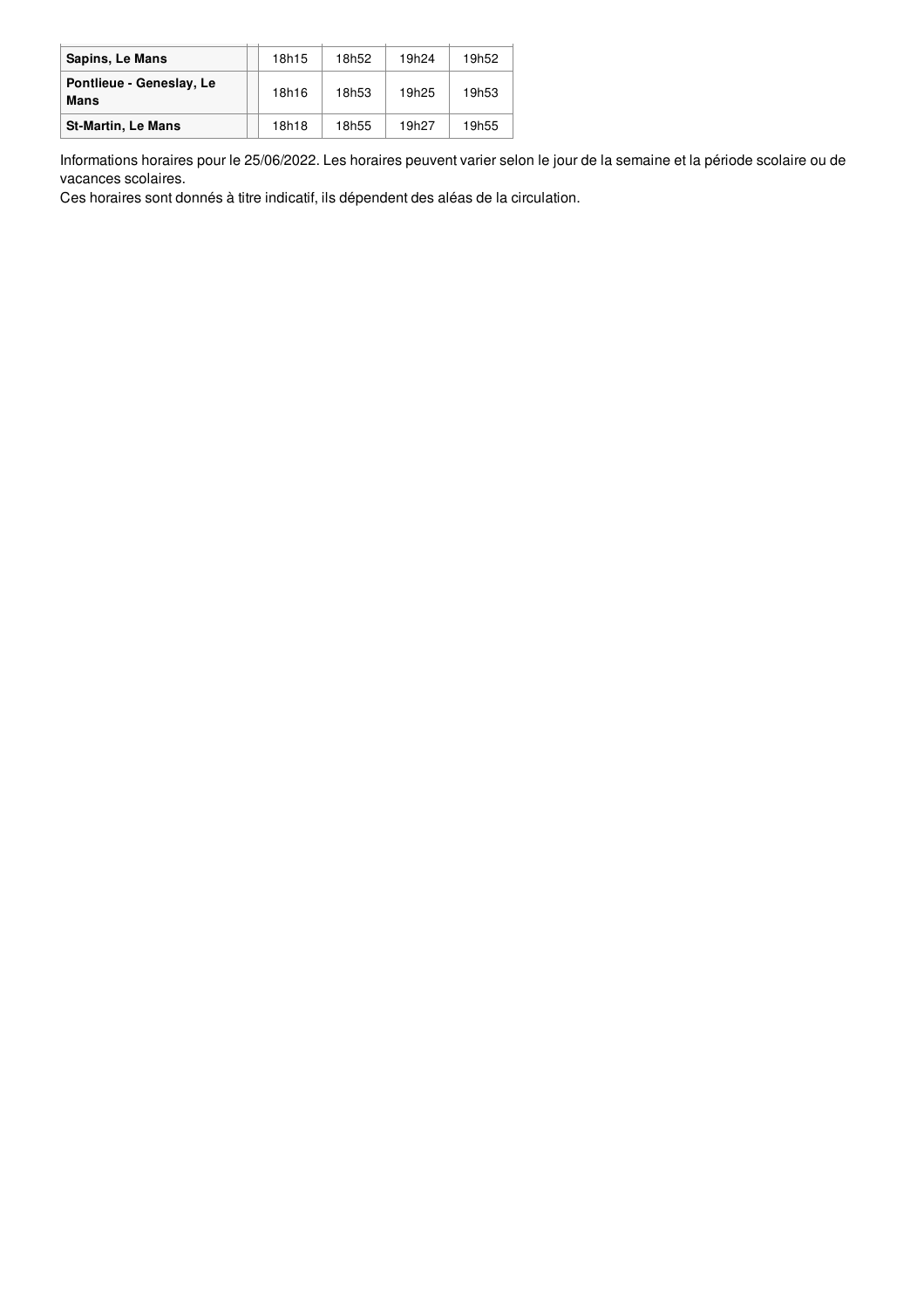| | | | | | |
|---|---|---|---|---|---|
| **Sapins, Le Mans** | | 18h15 | 18h52 | 19h24 | 19h52 |
| **Pontlieue - Geneslay, Le Mans** | | 18h16 | 18h53 | 19h25 | 19h53 |
| **St-Martin, Le Mans** | | 18h18 | 18h55 | 19h27 | 19h55 |

Informations horaires pour le 25/06/2022. Les horaires peuvent varier selon le jour de la semaine et la période scolaire ou de vacances scolaires.
Ces horaires sont donnés à titre indicatif, ils dépendent des aléas de la circulation.